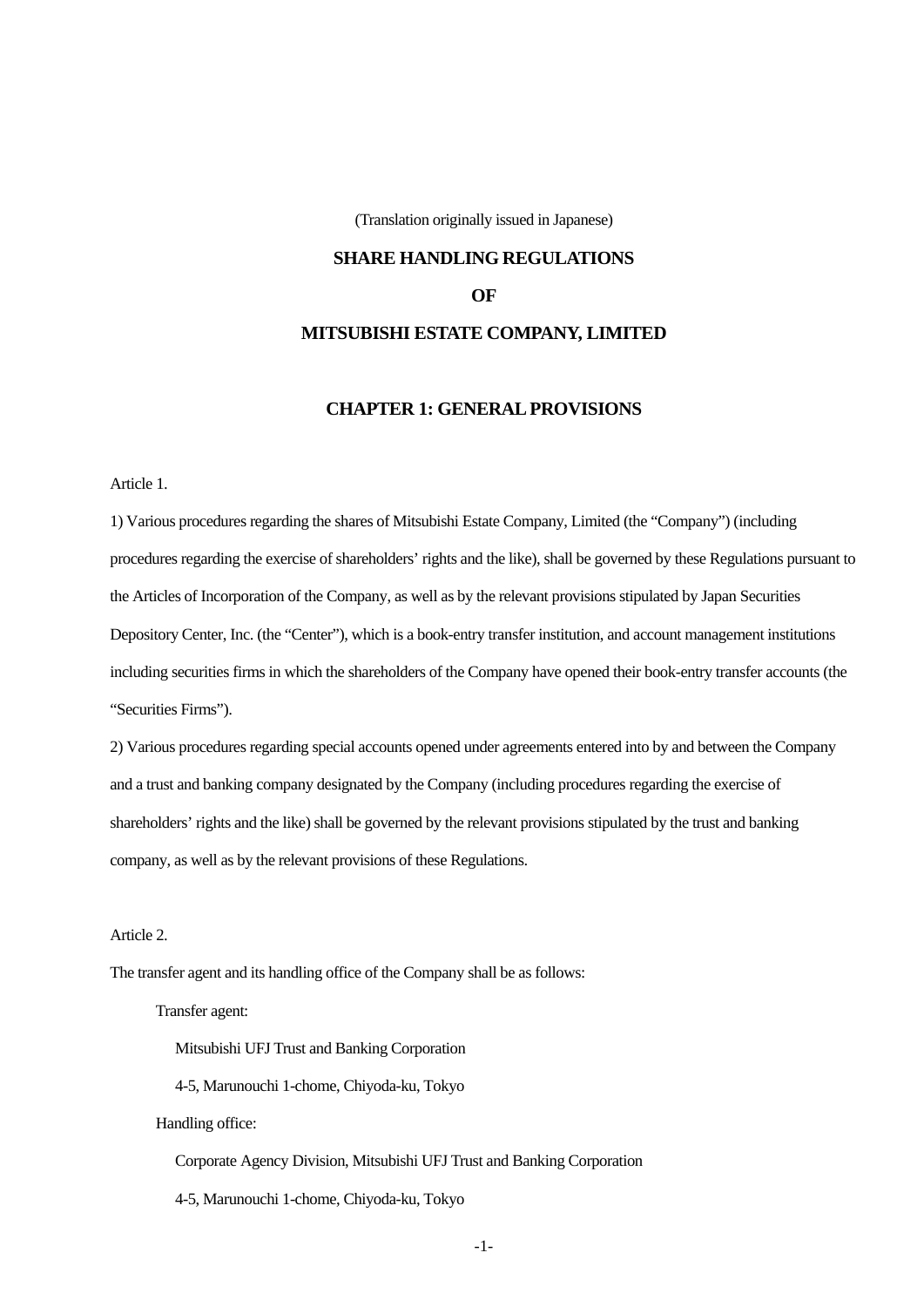(Translation originally issued in Japanese)

# SHARE HANDLING REGULATIONS

# OF

# MITSUBISHI ESTATE COMPANY, LIMITED

## CHAPTER 1: GENERAL PROVISIONS

Article 1.

1) Various procedures regarding the shares of Mitsubishi Estate Company, Limited (the "Company") (including procedures regarding the exercise of shareholders' rights and the like), shall be governed by these Regulations pursuant to the Articles of Incorporation of the Company, as well as by the relevant provisions stipulated by Japan Securities Depository Center, Inc. (the "Center"), which is a book-entry transfer institution, and account management institutions including securities firms in which the shareholders of the Company have opened their book-entry transfer accounts (the "Securities Firms").

2) Various procedures regarding special accounts opened under agreements entered into by and between the Company and a trust and banking company designated by the Company (including procedures regarding the exercise of shareholders' rights and the like) shall be governed by the relevant provisions stipulated by the trust and banking company, as well as by the relevant provisions of these Regulations.

Article 2.

The transfer agent and its handling office of the Company shall be as follows:

Transfer agent:

Mitsubishi UFJ Trust and Banking Corporation

4-5, Marunouchi 1-chome, Chiyoda-ku, Tokyo

Handling office:

Corporate Agency Division, Mitsubishi UFJ Trust and Banking Corporation

4-5, Marunouchi 1-chome, Chiyoda-ku, Tokyo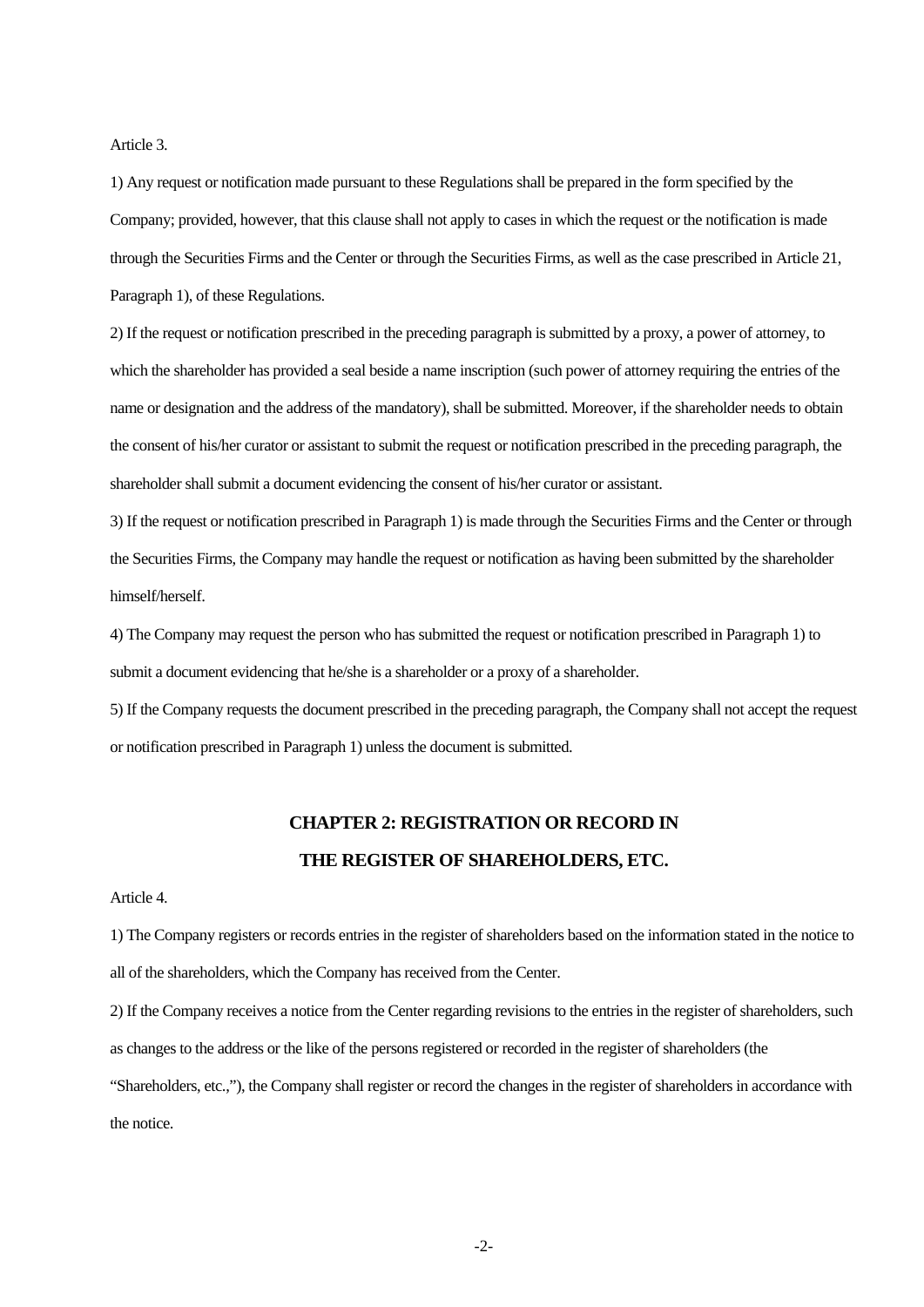Article 3.

1) Any request or notification made pursuant to these Regulations shall be prepared in the form specified by the Company; provided, however, that this clause shall not apply to cases in which the request or the notification is made through the Securities Firms and the Center or through the Securities Firms, as well as the case prescribed in Article 21, Paragraph 1), of these Regulations.

2) If the request or notification prescribed in the preceding paragraph is submitted by a proxy, a power of attorney, to which the shareholder has provided a seal beside a name inscription (such power of attorney requiring the entries of the name or designation and the address of the mandatory), shall be submitted. Moreover, if the shareholder needs to obtain the consent of his/her curator or assistant to submit the request or notification prescribed in the preceding paragraph, the shareholder shall submit a document evidencing the consent of his/her curator or assistant.

3) If the request or notification prescribed in Paragraph 1) is made through the Securities Firms and the Center or through the Securities Firms, the Company may handle the request or notification as having been submitted by the shareholder himself/herself.

4) The Company may request the person who has submitted the request or notification prescribed in Paragraph 1) to submit a document evidencing that he/she is a shareholder or a proxy of a shareholder.

5) If the Company requests the document prescribed in the preceding paragraph, the Company shall not accept the request or notification prescribed in Paragraph 1) unless the document is submitted.

## CHAPTER 2: REGISTRATION OR RECORD IN THE REGISTER OF SHAREHOLDERS, ETC.

Article 4.

1) The Company registers or records entries in the register of shareholders based on the information stated in the notice to all of the shareholders, which the Company has received from the Center.

2) If the Company receives a notice from the Center regarding revisions to the entries in the register of shareholders, such as changes to the address or the like of the persons registered or recorded in the register of shareholders (the "Shareholders, etc.,"), the Company shall register or record the changes in the register of shareholders in accordance with the notice.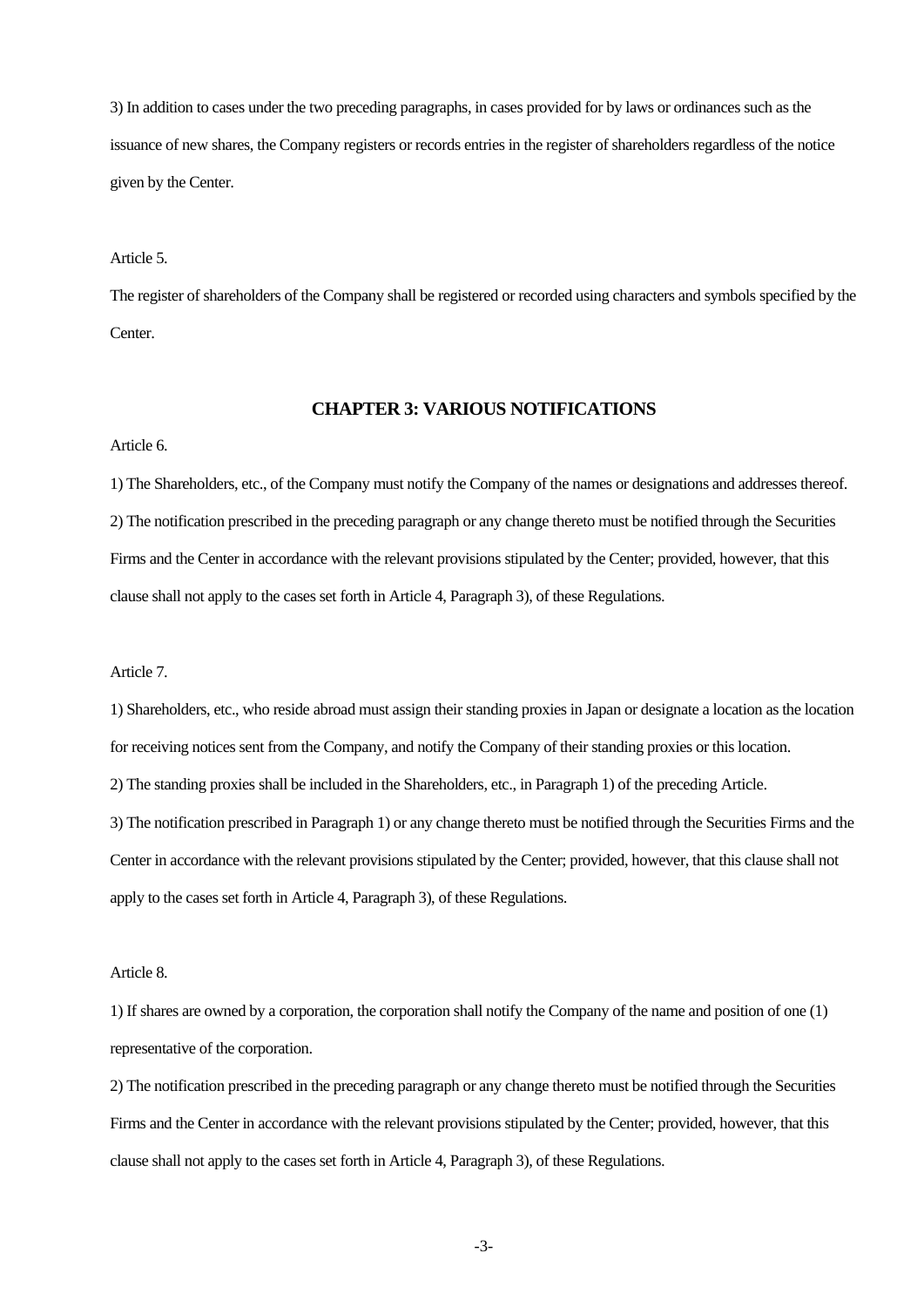3) In addition to cases under the two preceding paragraphs, in cases provided for by laws or ordinances such as the issuance of new shares, the Company registers or records entries in the register of shareholders regardless of the notice given by the Center.

Article 5.

The register of shareholders of the Company shall be registered or recorded using characters and symbols specified by the Center.

## CHAPTER 3: VARIOUS NOTIFICATIONS

Article 6.

1) The Shareholders, etc., of the Company must notify the Company of the names or designations and addresses thereof.

2) The notification prescribed in the preceding paragraph or any change thereto must be notified through the Securities Firms and the Center in accordance with the relevant provisions stipulated by the Center; provided, however, that this clause shall not apply to the cases set forth in Article 4, Paragraph 3), of these Regulations.

Article 7.

1) Shareholders, etc., who reside abroad must assign their standing proxies in Japan or designate a location as the location for receiving notices sent from the Company, and notify the Company of their standing proxies or this location.

2) The standing proxies shall be included in the Shareholders, etc., in Paragraph 1) of the preceding Article.

3) The notification prescribed in Paragraph 1) or any change thereto must be notified through the Securities Firms and the Center in accordance with the relevant provisions stipulated by the Center; provided, however, that this clause shall not apply to the cases set forth in Article 4, Paragraph 3), of these Regulations.

Article 8.

1) If shares are owned by a corporation, the corporation shall notify the Company of the name and position of one (1) representative of the corporation.

2) The notification prescribed in the preceding paragraph or any change thereto must be notified through the Securities Firms and the Center in accordance with the relevant provisions stipulated by the Center; provided, however, that this clause shall not apply to the cases set forth in Article 4, Paragraph 3), of these Regulations.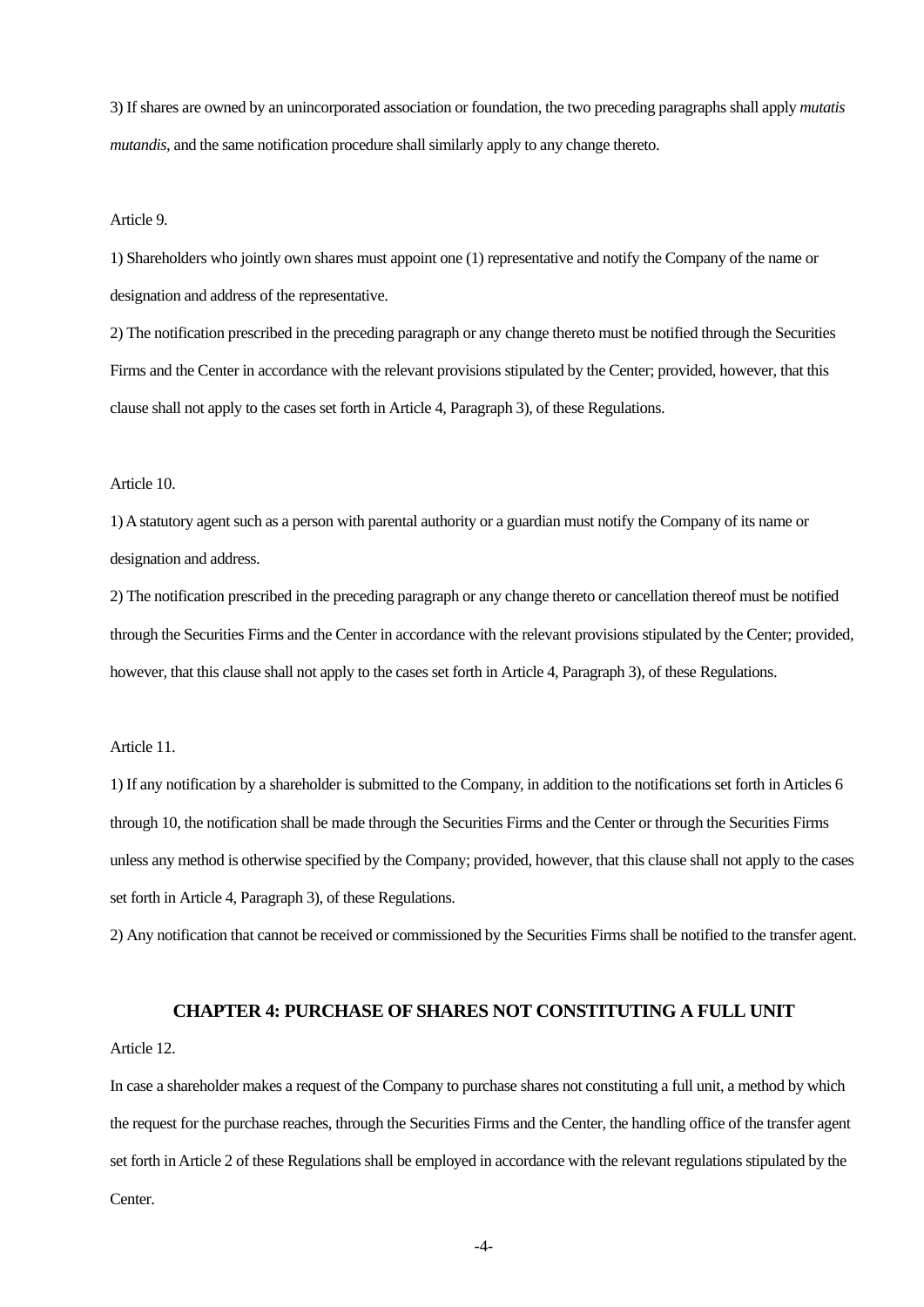3) If shares are owned by an unincorporated association or foundation, the two preceding paragraphs shall apply *mutatis mutandis*, and the same notification procedure shall similarly apply to any change thereto.

Article 9.

1) Shareholders who jointly own shares must appoint one (1) representative and notify the Company of the name or designation and address of the representative.

2) The notification prescribed in the preceding paragraph or any change thereto must be notified through the Securities Firms and the Center in accordance with the relevant provisions stipulated by the Center; provided, however, that this clause shall not apply to the cases set forth in Article 4, Paragraph 3), of these Regulations.

Article 10.

1) A statutory agent such as a person with parental authority or a guardian must notify the Company of its name or designation and address.

2) The notification prescribed in the preceding paragraph or any change thereto or cancellation thereof must be notified through the Securities Firms and the Center in accordance with the relevant provisions stipulated by the Center; provided, however, that this clause shall not apply to the cases set forth in Article 4, Paragraph 3), of these Regulations.

Article 11.

1) If any notification by a shareholder is submitted to the Company, in addition to the notifications set forth in Articles 6 through 10, the notification shall be made through the Securities Firms and the Center or through the Securities Firms unless any method is otherwise specified by the Company; provided, however, that this clause shall not apply to the cases set forth in Article 4, Paragraph 3), of these Regulations.

2) Any notification that cannot be received or commissioned by the Securities Firms shall be notified to the transfer agent.

## CHAPTER 4: PURCHASE OF SHARES NOT CONSTITUTING A FULL UNIT

Article 12.

In case a shareholder makes a request of the Company to purchase shares not constituting a full unit, a method by which the request for the purchase reaches, through the Securities Firms and the Center, the handling office of the transfer agent set forth in Article 2 of these Regulations shall be employed in accordance with the relevant regulations stipulated by the Center.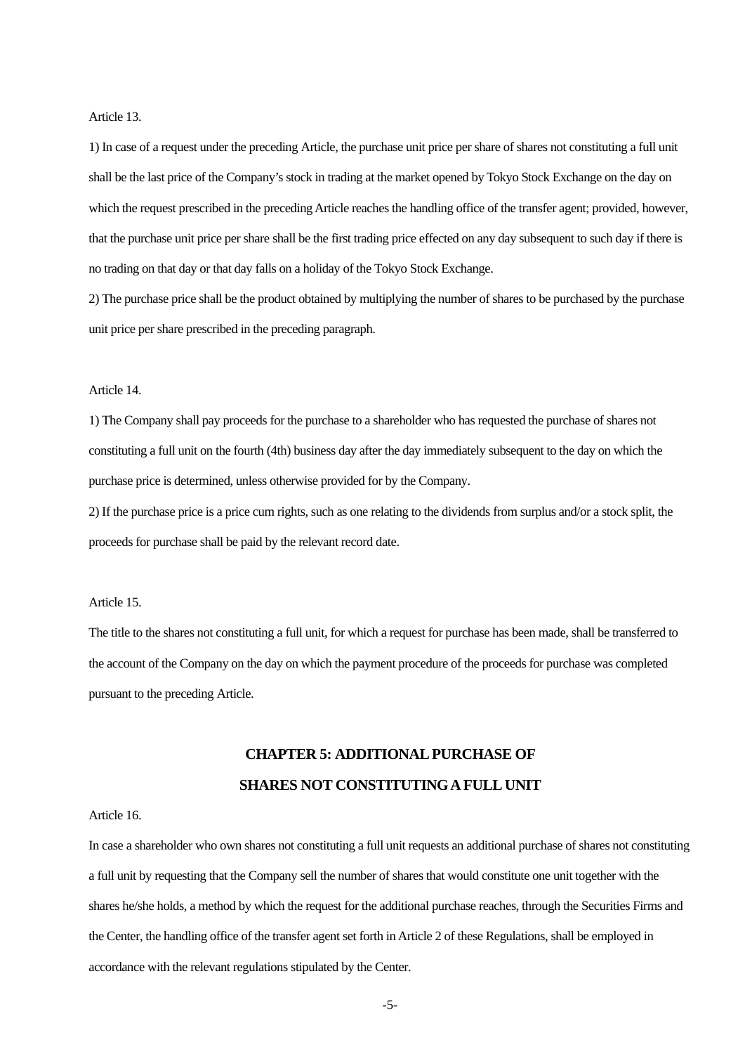Article 13.

1) In case of a request under the preceding Article, the purchase unit price per share of shares not constituting a full unit shall be the last price of the Company's stock in trading at the market opened by Tokyo Stock Exchange on the day on which the request prescribed in the preceding Article reaches the handling office of the transfer agent; provided, however, that the purchase unit price per share shall be the first trading price effected on any day subsequent to such day if there is no trading on that day or that day falls on a holiday of the Tokyo Stock Exchange.

2) The purchase price shall be the product obtained by multiplying the number of shares to be purchased by the purchase unit price per share prescribed in the preceding paragraph.

Article 14.

1) The Company shall pay proceeds for the purchase to a shareholder who has requested the purchase of shares not constituting a full unit on the fourth (4th) business day after the day immediately subsequent to the day on which the purchase price is determined, unless otherwise provided for by the Company.

2) If the purchase price is a price cum rights, such as one relating to the dividends from surplus and/or a stock split, the proceeds for purchase shall be paid by the relevant record date.

Article 15.

The title to the shares not constituting a full unit, for which a request for purchase has been made, shall be transferred to the account of the Company on the day on which the payment procedure of the proceeds for purchase was completed pursuant to the preceding Article.

## CHAPTER 5: ADDITIONAL PURCHASE OF SHARES NOT CONSTITUTING A FULL UNIT

Article 16.

In case a shareholder who own shares not constituting a full unit requests an additional purchase of shares not constituting a full unit by requesting that the Company sell the number of shares that would constitute one unit together with the shares he/she holds, a method by which the request for the additional purchase reaches, through the Securities Firms and the Center, the handling office of the transfer agent set forth in Article 2 of these Regulations, shall be employed in accordance with the relevant regulations stipulated by the Center.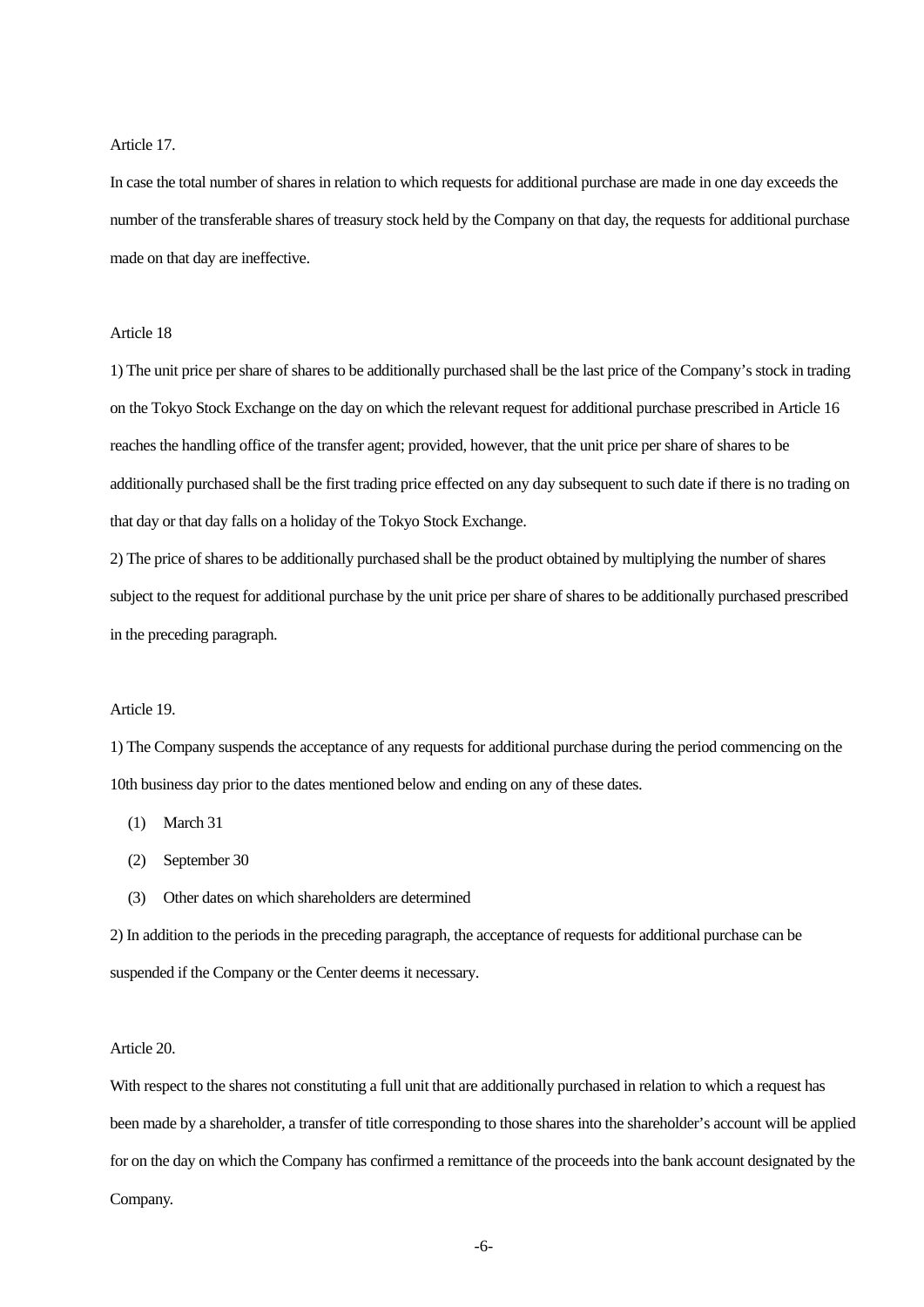Article 17.

In case the total number of shares in relation to which requests for additional purchase are made in one day exceeds the number of the transferable shares of treasury stock held by the Company on that day, the requests for additional purchase made on that day are ineffective.

Article 18

1) The unit price per share of shares to be additionally purchased shall be the last price of the Company's stock in trading on the Tokyo Stock Exchange on the day on which the relevant request for additional purchase prescribed in Article 16 reaches the handling office of the transfer agent; provided, however, that the unit price per share of shares to be additionally purchased shall be the first trading price effected on any day subsequent to such date if there is no trading on that day or that day falls on a holiday of the Tokyo Stock Exchange.

2) The price of shares to be additionally purchased shall be the product obtained by multiplying the number of shares subject to the request for additional purchase by the unit price per share of shares to be additionally purchased prescribed in the preceding paragraph.

Article 19.

1) The Company suspends the acceptance of any requests for additional purchase during the period commencing on the 10th business day prior to the dates mentioned below and ending on any of these dates.

(1) March 31

(2) September 30

(3) Other dates on which shareholders are determined

2) In addition to the periods in the preceding paragraph, the acceptance of requests for additional purchase can be suspended if the Company or the Center deems it necessary.

Article 20.

With respect to the shares not constituting a full unit that are additionally purchased in relation to which a request has been made by a shareholder, a transfer of title corresponding to those shares into the shareholder's account will be applied for on the day on which the Company has confirmed a remittance of the proceeds into the bank account designated by the Company.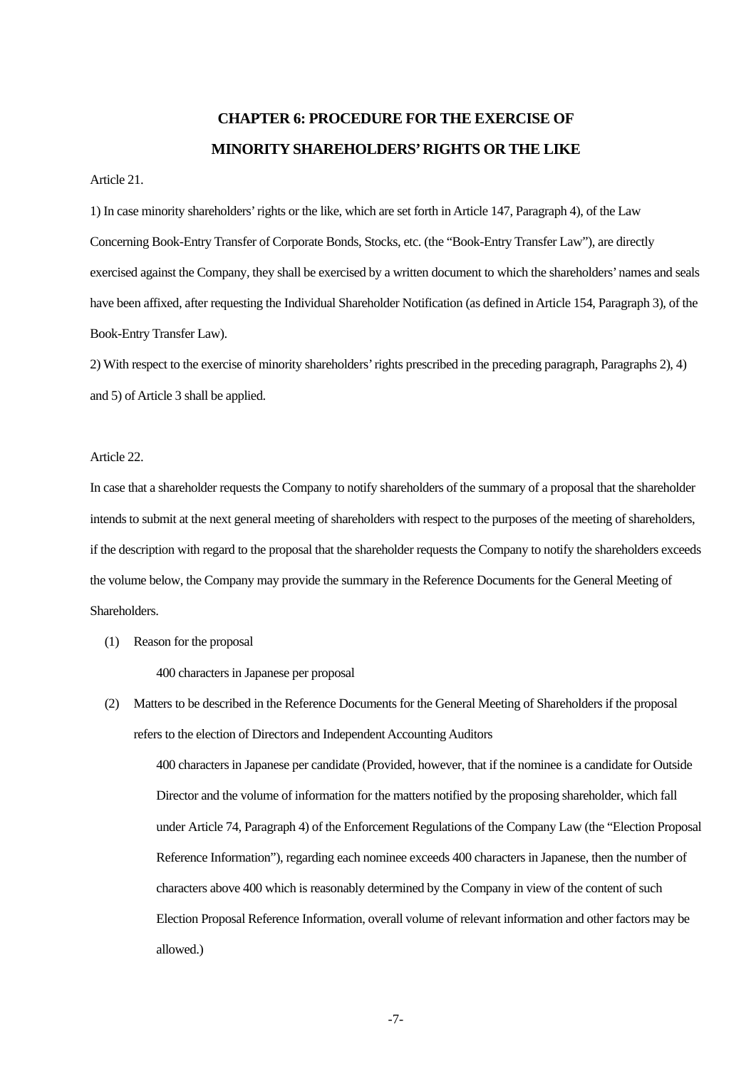## CHAPTER 6: PROCEDURE FOR THE EXERCISE OF MINORITY SHAREHOLDERS' RIGHTS OR THE LIKE

Article 21.

1) In case minority shareholders' rights or the like, which are set forth in Article 147, Paragraph 4), of the Law Concerning Book-Entry Transfer of Corporate Bonds, Stocks, etc. (the "Book-Entry Transfer Law"), are directly exercised against the Company, they shall be exercised by a written document to which the shareholders' names and seals have been affixed, after requesting the Individual Shareholder Notification (as defined in Article 154, Paragraph 3), of the Book-Entry Transfer Law).

2) With respect to the exercise of minority shareholders' rights prescribed in the preceding paragraph, Paragraphs 2), 4) and 5) of Article 3 shall be applied.

Article 22.

In case that a shareholder requests the Company to notify shareholders of the summary of a proposal that the shareholder intends to submit at the next general meeting of shareholders with respect to the purposes of the meeting of shareholders, if the description with regard to the proposal that the shareholder requests the Company to notify the shareholders exceeds the volume below, the Company may provide the summary in the Reference Documents for the General Meeting of Shareholders.

(1) Reason for the proposal

400 characters in Japanese per proposal

(2) Matters to be described in the Reference Documents for the General Meeting of Shareholders if the proposal refers to the election of Directors and Independent Accounting Auditors

400 characters in Japanese per candidate (Provided, however, that if the nominee is a candidate for Outside Director and the volume of information for the matters notified by the proposing shareholder, which fall under Article 74, Paragraph 4) of the Enforcement Regulations of the Company Law (the "Election Proposal Reference Information"), regarding each nominee exceeds 400 characters in Japanese, then the number of characters above 400 which is reasonably determined by the Company in view of the content of such Election Proposal Reference Information, overall volume of relevant information and other factors may be allowed.)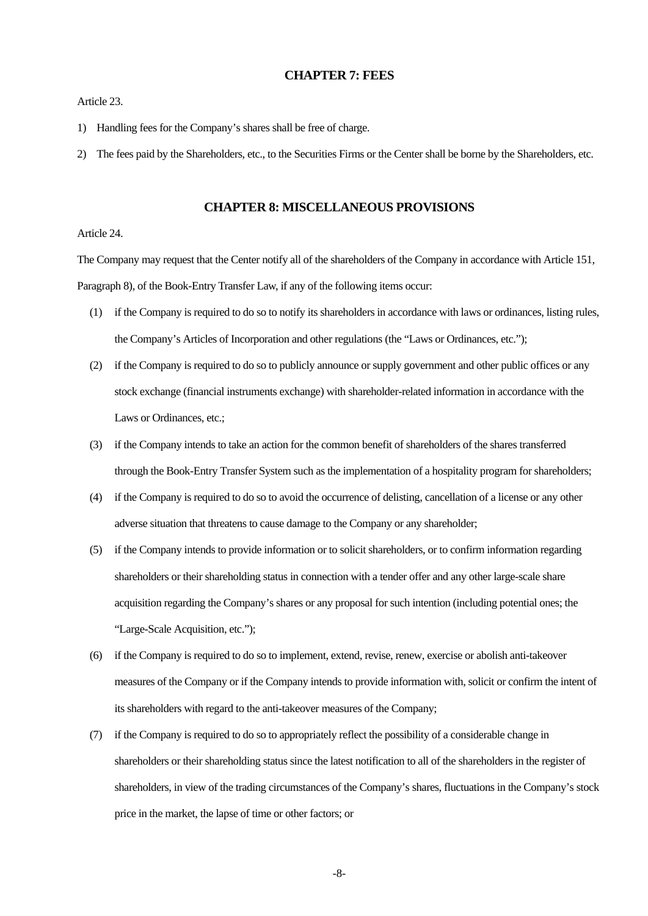## CHAPTER 7: FEES

Article 23.

1) Handling fees for the Company's shares shall be free of charge.

2) The fees paid by the Shareholders, etc., to the Securities Firms or the Center shall be borne by the Shareholders, etc.

## CHAPTER 8: MISCELLANEOUS PROVISIONS

Article 24.

The Company may request that the Center notify all of the shareholders of the Company in accordance with Article 151, Paragraph 8), of the Book-Entry Transfer Law, if any of the following items occur:

(1) if the Company is required to do so to notify its shareholders in accordance with laws or ordinances, listing rules, the Company's Articles of Incorporation and other regulations (the "Laws or Ordinances, etc.");

(2) if the Company is required to do so to publicly announce or supply government and other public offices or any stock exchange (financial instruments exchange) with shareholder-related information in accordance with the Laws or Ordinances, etc.;

(3) if the Company intends to take an action for the common benefit of shareholders of the shares transferred through the Book-Entry Transfer System such as the implementation of a hospitality program for shareholders;

(4) if the Company is required to do so to avoid the occurrence of delisting, cancellation of a license or any other adverse situation that threatens to cause damage to the Company or any shareholder;

(5) if the Company intends to provide information or to solicit shareholders, or to confirm information regarding shareholders or their shareholding status in connection with a tender offer and any other large-scale share acquisition regarding the Company's shares or any proposal for such intention (including potential ones; the "Large-Scale Acquisition, etc.");

(6) if the Company is required to do so to implement, extend, revise, renew, exercise or abolish anti-takeover measures of the Company or if the Company intends to provide information with, solicit or confirm the intent of its shareholders with regard to the anti-takeover measures of the Company;

(7) if the Company is required to do so to appropriately reflect the possibility of a considerable change in shareholders or their shareholding status since the latest notification to all of the shareholders in the register of shareholders, in view of the trading circumstances of the Company's shares, fluctuations in the Company's stock price in the market, the lapse of time or other factors; or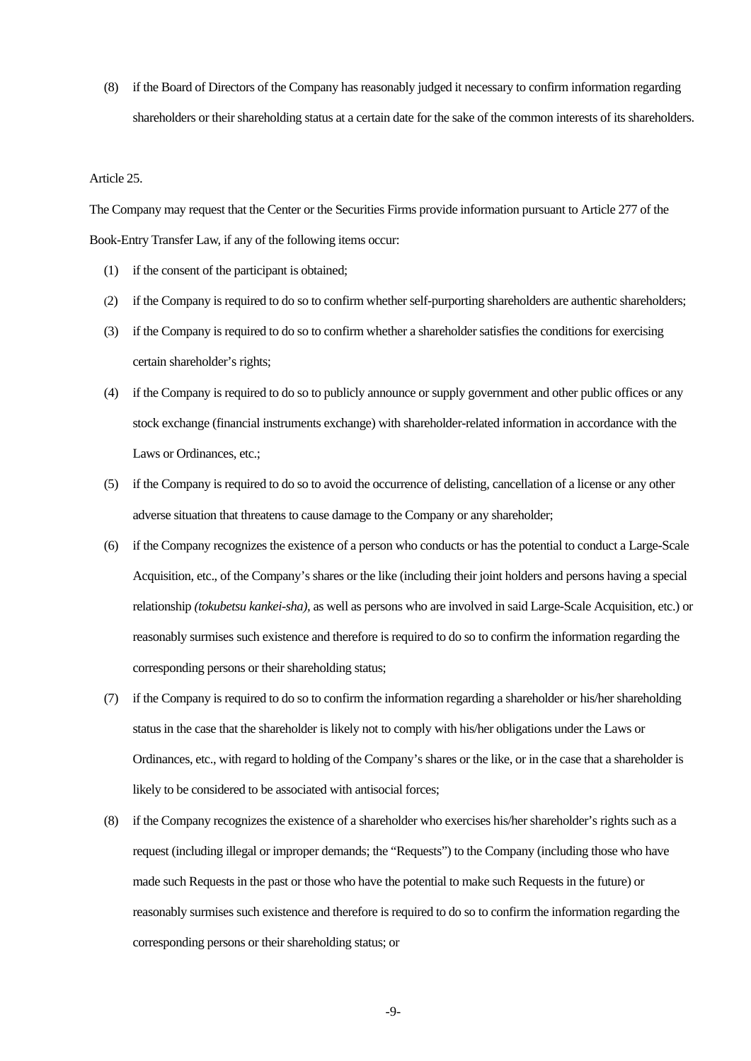(8) if the Board of Directors of the Company has reasonably judged it necessary to confirm information regarding shareholders or their shareholding status at a certain date for the sake of the common interests of its shareholders.

Article 25.

The Company may request that the Center or the Securities Firms provide information pursuant to Article 277 of the Book-Entry Transfer Law, if any of the following items occur:

(1) if the consent of the participant is obtained;

(2) if the Company is required to do so to confirm whether self-purporting shareholders are authentic shareholders;

(3) if the Company is required to do so to confirm whether a shareholder satisfies the conditions for exercising certain shareholder's rights;

(4) if the Company is required to do so to publicly announce or supply government and other public offices or any stock exchange (financial instruments exchange) with shareholder-related information in accordance with the Laws or Ordinances, etc.;

(5) if the Company is required to do so to avoid the occurrence of delisting, cancellation of a license or any other adverse situation that threatens to cause damage to the Company or any shareholder;

(6) if the Company recognizes the existence of a person who conducts or has the potential to conduct a Large-Scale Acquisition, etc., of the Company's shares or the like (including their joint holders and persons having a special relationship *(tokubetsu kankei-sha)*, as well as persons who are involved in said Large-Scale Acquisition, etc.) or reasonably surmises such existence and therefore is required to do so to confirm the information regarding the corresponding persons or their shareholding status;

(7) if the Company is required to do so to confirm the information regarding a shareholder or his/her shareholding status in the case that the shareholder is likely not to comply with his/her obligations under the Laws or Ordinances, etc., with regard to holding of the Company's shares or the like, or in the case that a shareholder is likely to be considered to be associated with antisocial forces;

(8) if the Company recognizes the existence of a shareholder who exercises his/her shareholder's rights such as a request (including illegal or improper demands; the "Requests") to the Company (including those who have made such Requests in the past or those who have the potential to make such Requests in the future) or reasonably surmises such existence and therefore is required to do so to confirm the information regarding the corresponding persons or their shareholding status; or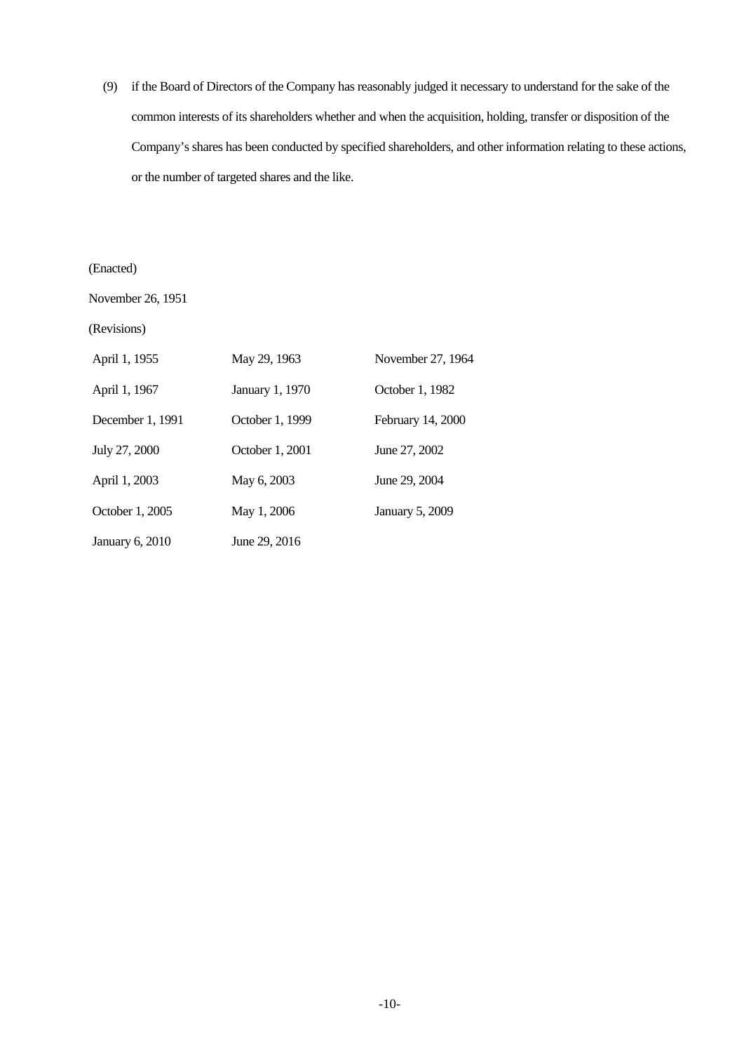(9) if the Board of Directors of the Company has reasonably judged it necessary to understand for the sake of the common interests of its shareholders whether and when the acquisition, holding, transfer or disposition of the Company's shares has been conducted by specified shareholders, and other information relating to these actions, or the number of targeted shares and the like.

(Enacted)

November 26, 1951

(Revisions)

| | | |
|---|---|---|
| April 1, 1955 | May 29, 1963 | November 27, 1964 |
| April 1, 1967 | January 1, 1970 | October 1, 1982 |
| December 1, 1991 | October 1, 1999 | February 14, 2000 |
| July 27, 2000 | October 1, 2001 | June 27, 2002 |
| April 1, 2003 | May 6, 2003 | June 29, 2004 |
| October 1, 2005 | May 1, 2006 | January 5, 2009 |
| January 6, 2010 | June 29, 2016 | |